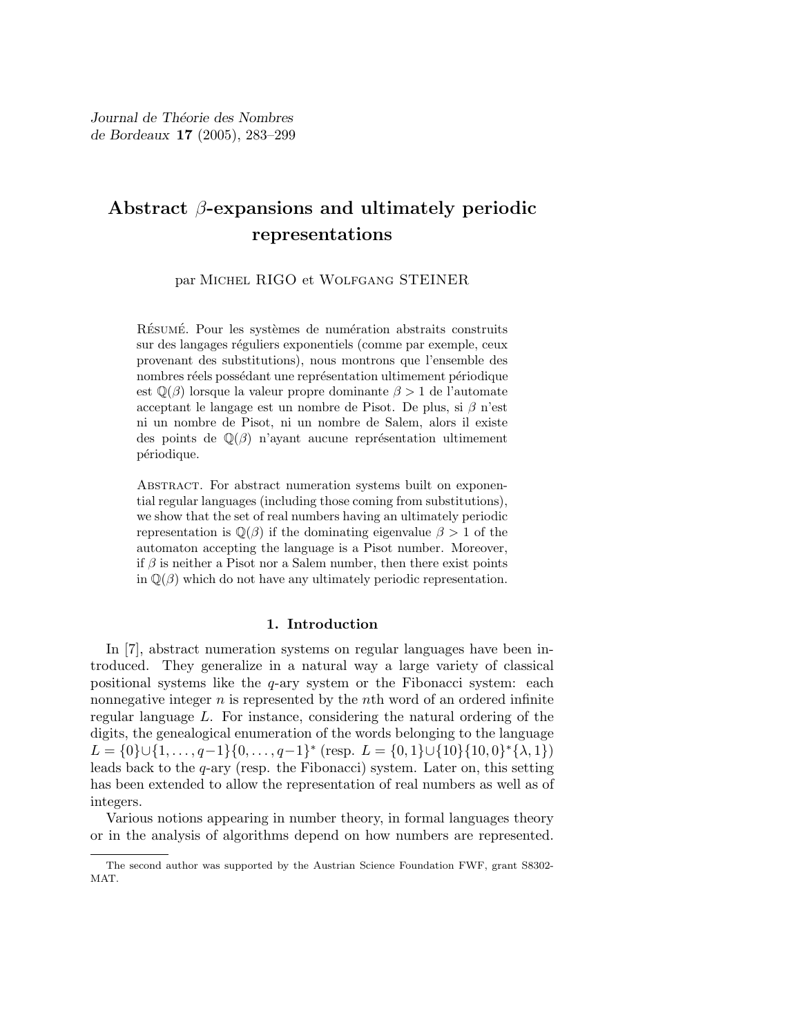# Abstract $\beta$-expansions and ultimately periodic representations

par Michel RIGO et Wolfgang STEINER

Résumé. Pour les systèmes de numération abstraits construits sur des langages réguliers exponentiels (comme par exemple, ceux provenant des substitutions), nous montrons que l'ensemble des nombres réels possédant une représentation ultimement périodique est $\mathbb{Q}(\beta)$ lorsque la valeur propre dominante $\beta > 1$ de l'automate acceptant le langage est un nombre de Pisot. De plus, si $\beta$ n'est ni un nombre de Pisot, ni un nombre de Salem, alors il existe des points de $\mathbb{Q}(\beta)$ n'ayant aucune représentation ultimement périodique.

Abstract. For abstract numeration systems built on exponential regular languages (including those coming from substitutions), we show that the set of real numbers having an ultimately periodic representation is $\mathbb{Q}(\beta)$ if the dominating eigenvalue $\beta > 1$ of the automaton accepting the language is a Pisot number. Moreover, if $\beta$ is neither a Pisot nor a Salem number, then there exist points in $\mathbb{Q}(\beta)$ which do not have any ultimately periodic representation.

## 1. Introduction

In [7], abstract numeration systems on regular languages have been introduced. They generalize in a natural way a large variety of classical positional systems like the $q$-ary system or the Fibonacci system: each nonnegative integer $n$ is represented by the $n$th word of an ordered infinite regular language $L$. For instance, considering the natural ordering of the digits, the genealogical enumeration of the words belonging to the language $L = \{0\} \cup \{1, \dots, q-1\}\{0, \dots, q-1\}^*$ (resp. $L = \{0, 1\} \cup \{10\}\{10, 0\}^*\{\lambda, 1\}$) leads back to the $q$-ary (resp. the Fibonacci) system. Later on, this setting has been extended to allow the representation of real numbers as well as of integers.

Various notions appearing in number theory, in formal languages theory or in the analysis of algorithms depend on how numbers are represented.

The second author was supported by the Austrian Science Foundation FWF, grant S8302-MAT.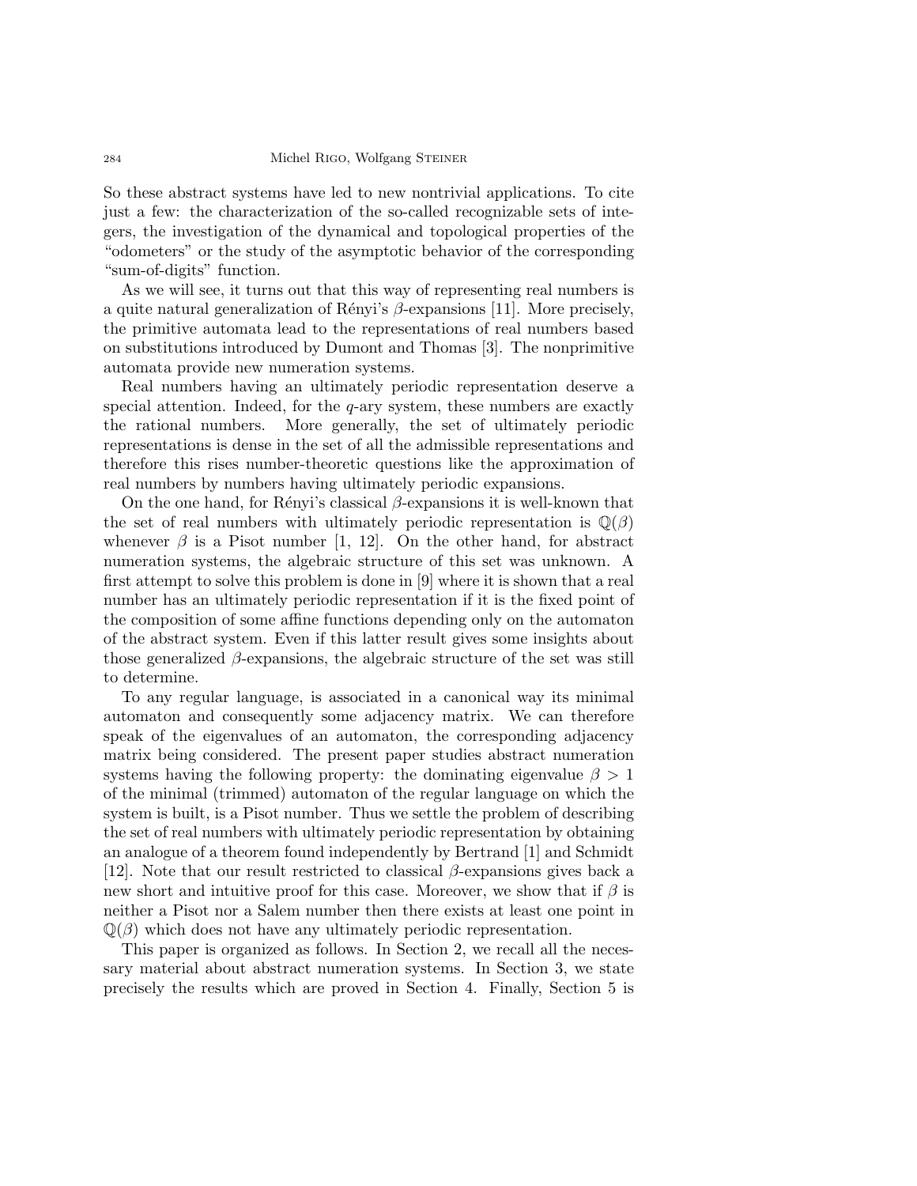So these abstract systems have led to new nontrivial applications. To cite just a few: the characterization of the so-called recognizable sets of integers, the investigation of the dynamical and topological properties of the "odometers" or the study of the asymptotic behavior of the corresponding "sum-of-digits" function.

As we will see, it turns out that this way of representing real numbers is a quite natural generalization of Rényi's $\beta$-expansions [11]. More precisely, the primitive automata lead to the representations of real numbers based on substitutions introduced by Dumont and Thomas [3]. The nonprimitive automata provide new numeration systems.

Real numbers having an ultimately periodic representation deserve a special attention. Indeed, for the $q$-ary system, these numbers are exactly the rational numbers. More generally, the set of ultimately periodic representations is dense in the set of all the admissible representations and therefore this rises number-theoretic questions like the approximation of real numbers by numbers having ultimately periodic expansions.

On the one hand, for Rényi's classical $\beta$-expansions it is well-known that the set of real numbers with ultimately periodic representation is $\mathbb{Q}(\beta)$ whenever $\beta$ is a Pisot number [1, 12]. On the other hand, for abstract numeration systems, the algebraic structure of this set was unknown. A first attempt to solve this problem is done in [9] where it is shown that a real number has an ultimately periodic representation if it is the fixed point of the composition of some affine functions depending only on the automaton of the abstract system. Even if this latter result gives some insights about those generalized $\beta$-expansions, the algebraic structure of the set was still to determine.

To any regular language, is associated in a canonical way its minimal automaton and consequently some adjacency matrix. We can therefore speak of the eigenvalues of an automaton, the corresponding adjacency matrix being considered. The present paper studies abstract numeration systems having the following property: the dominating eigenvalue $\beta > 1$ of the minimal (trimmed) automaton of the regular language on which the system is built, is a Pisot number. Thus we settle the problem of describing the set of real numbers with ultimately periodic representation by obtaining an analogue of a theorem found independently by Bertrand [1] and Schmidt [12]. Note that our result restricted to classical $\beta$-expansions gives back a new short and intuitive proof for this case. Moreover, we show that if $\beta$ is neither a Pisot nor a Salem number then there exists at least one point in $\mathbb{Q}(\beta)$ which does not have any ultimately periodic representation.

This paper is organized as follows. In Section 2, we recall all the necessary material about abstract numeration systems. In Section 3, we state precisely the results which are proved in Section 4. Finally, Section 5 is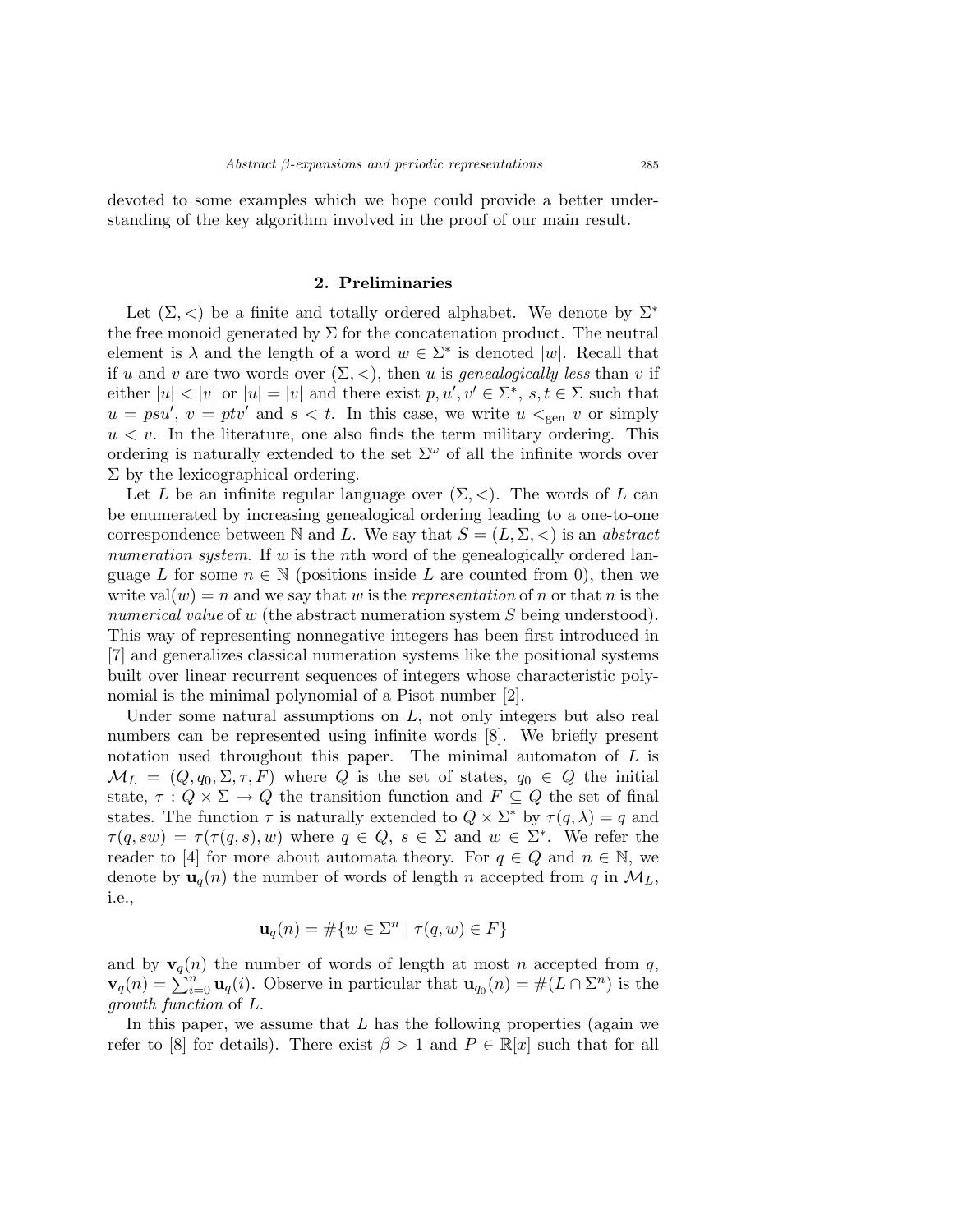devoted to some examples which we hope could provide a better understanding of the key algorithm involved in the proof of our main result.

## 2. Preliminaries

Let $(\Sigma, <)$ be a finite and totally ordered alphabet. We denote by $\Sigma^*$ the free monoid generated by $\Sigma$ for the concatenation product. The neutral element is $\lambda$ and the length of a word $w \in \Sigma^*$ is denoted $|w|$. Recall that if $u$ and $v$ are two words over $(\Sigma, <)$, then $u$ is *genealogically less* than $v$ if either $|u| < |v|$ or $|u| = |v|$ and there exist $p, u', v' \in \Sigma^*$, $s, t \in \Sigma$ such that $u = psu'$, $v = ptv'$ and $s < t$. In this case, we write $u <_{\text{gen}} v$ or simply $u < v$. In the literature, one also finds the term military ordering. This ordering is naturally extended to the set $\Sigma^\omega$ of all the infinite words over $\Sigma$ by the lexicographical ordering.

Let $L$ be an infinite regular language over $(\Sigma, <)$. The words of $L$ can be enumerated by increasing genealogical ordering leading to a one-to-one correspondence between $\mathbb{N}$ and $L$. We say that $S = (L, \Sigma, <)$ is an *abstract numeration system*. If $w$ is the $n$th word of the genealogically ordered language $L$ for some $n \in \mathbb{N}$ (positions inside $L$ are counted from 0), then we write $\text{val}(w) = n$ and we say that $w$ is the *representation* of $n$ or that $n$ is the *numerical value* of $w$ (the abstract numeration system $S$ being understood). This way of representing nonnegative integers has been first introduced in [7] and generalizes classical numeration systems like the positional systems built over linear recurrent sequences of integers whose characteristic polynomial is the minimal polynomial of a Pisot number [2].

Under some natural assumptions on $L$, not only integers but also real numbers can be represented using infinite words [8]. We briefly present notation used throughout this paper. The minimal automaton of $L$ is $\mathcal{M}_L = (Q, q_0, \Sigma, \tau, F)$ where $Q$ is the set of states, $q_0 \in Q$ the initial state, $\tau : Q \times \Sigma \to Q$ the transition function and $F \subseteq Q$ the set of final states. The function $\tau$ is naturally extended to $Q \times \Sigma^*$ by $\tau(q, \lambda) = q$ and $\tau(q, sw) = \tau(\tau(q, s), w)$ where $q \in Q$, $s \in \Sigma$ and $w \in \Sigma^*$. We refer the reader to [4] for more about automata theory. For $q \in Q$ and $n \in \mathbb{N}$, we denote by $\mathbf{u}_q(n)$ the number of words of length $n$ accepted from $q$ in $\mathcal{M}_L$, i.e.,

$$\mathbf{u}_q(n) = \#\{w \in \Sigma^n \mid \tau(q, w) \in F\}$$

and by $\mathbf{v}_q(n)$ the number of words of length at most $n$ accepted from $q$, $\mathbf{v}_q(n) = \sum_{i=0}^{n} \mathbf{u}_q(i)$. Observe in particular that $\mathbf{u}_{q_0}(n) = \#(L \cap \Sigma^n)$ is the *growth function* of $L$.

In this paper, we assume that $L$ has the following properties (again we refer to [8] for details). There exist $\beta > 1$ and $P \in \mathbb{R}[x]$ such that for all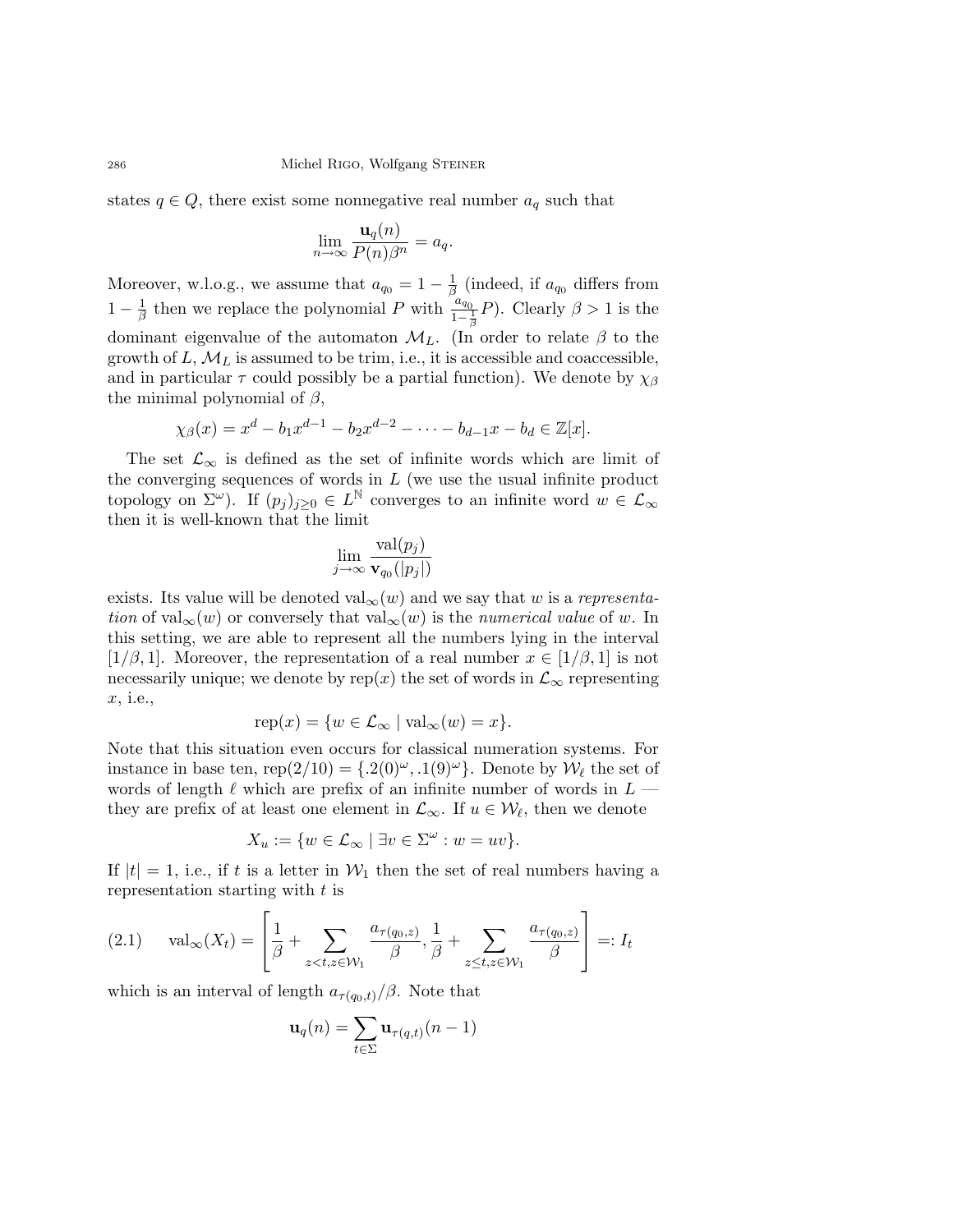states $q \in Q$, there exist some nonnegative real number $a_q$ such that

$$\lim_{n\to\infty} \frac{\mathbf{u}_q(n)}{P(n)\beta^n} = a_q.$$

Moreover, w.l.o.g., we assume that $a_{q_0} = 1 - \frac{1}{\beta}$ (indeed, if $a_{q_0}$ differs from $1 - \frac{1}{\beta}$ then we replace the polynomial $P$ with $\frac{a_{q_0}}{1-\frac{1}{\beta}}P$). Clearly $\beta > 1$ is the dominant eigenvalue of the automaton $\mathcal{M}_L$. (In order to relate $\beta$ to the growth of $L$, $\mathcal{M}_L$ is assumed to be trim, i.e., it is accessible and coaccessible, and in particular $\tau$ could possibly be a partial function). We denote by $\chi_\beta$ the minimal polynomial of $\beta$,

$$\chi_\beta(x) = x^d - b_1 x^{d-1} - b_2 x^{d-2} - \cdots - b_{d-1}x - b_d \in \mathbb{Z}[x].$$

The set $\mathcal{L}_\infty$ is defined as the set of infinite words which are limit of the converging sequences of words in $L$ (we use the usual infinite product topology on $\Sigma^\omega$). If $(p_j)_{j\geq 0} \in L^{\mathbb{N}}$ converges to an infinite word $w \in \mathcal{L}_\infty$ then it is well-known that the limit

$$\lim_{j\to\infty} \frac{\mathrm{val}(p_j)}{\mathbf{v}_{q_0}(|p_j|)}$$

exists. Its value will be denoted $\mathrm{val}_\infty(w)$ and we say that $w$ is a *representation* of $\mathrm{val}_\infty(w)$ or conversely that $\mathrm{val}_\infty(w)$ is the *numerical value* of $w$. In this setting, we are able to represent all the numbers lying in the interval $[1/\beta, 1]$. Moreover, the representation of a real number $x \in [1/\beta, 1]$ is not necessarily unique; we denote by $\mathrm{rep}(x)$ the set of words in $\mathcal{L}_\infty$ representing $x$, i.e.,

$$\mathrm{rep}(x) = \{w \in \mathcal{L}_\infty \mid \mathrm{val}_\infty(w) = x\}.$$

Note that this situation even occurs for classical numeration systems. For instance in base ten, $\mathrm{rep}(2/10) = \{.2(0)^\omega, .1(9)^\omega\}$. Denote by $\mathcal{W}_\ell$ the set of words of length $\ell$ which are prefix of an infinite number of words in $L$ — they are prefix of at least one element in $\mathcal{L}_\infty$. If $u \in \mathcal{W}_\ell$, then we denote

$$X_u := \{w \in \mathcal{L}_\infty \mid \exists v \in \Sigma^\omega : w = uv\}.$$

If $|t| = 1$, i.e., if $t$ is a letter in $\mathcal{W}_1$ then the set of real numbers having a representation starting with $t$ is

$$\mathrm{val}_\infty(X_t) = \left[\frac{1}{\beta} + \sum_{z<t, z\in\mathcal{W}_1} \frac{a_{\tau(q_0,z)}}{\beta}, \frac{1}{\beta} + \sum_{z\leq t, z\in\mathcal{W}_1} \frac{a_{\tau(q_0,z)}}{\beta}\right] =: I_t \tag{2.1}$$

which is an interval of length $a_{\tau(q_0,t)}/\beta$. Note that

$$\mathbf{u}_q(n) = \sum_{t\in\Sigma} \mathbf{u}_{\tau(q,t)}(n-1)$$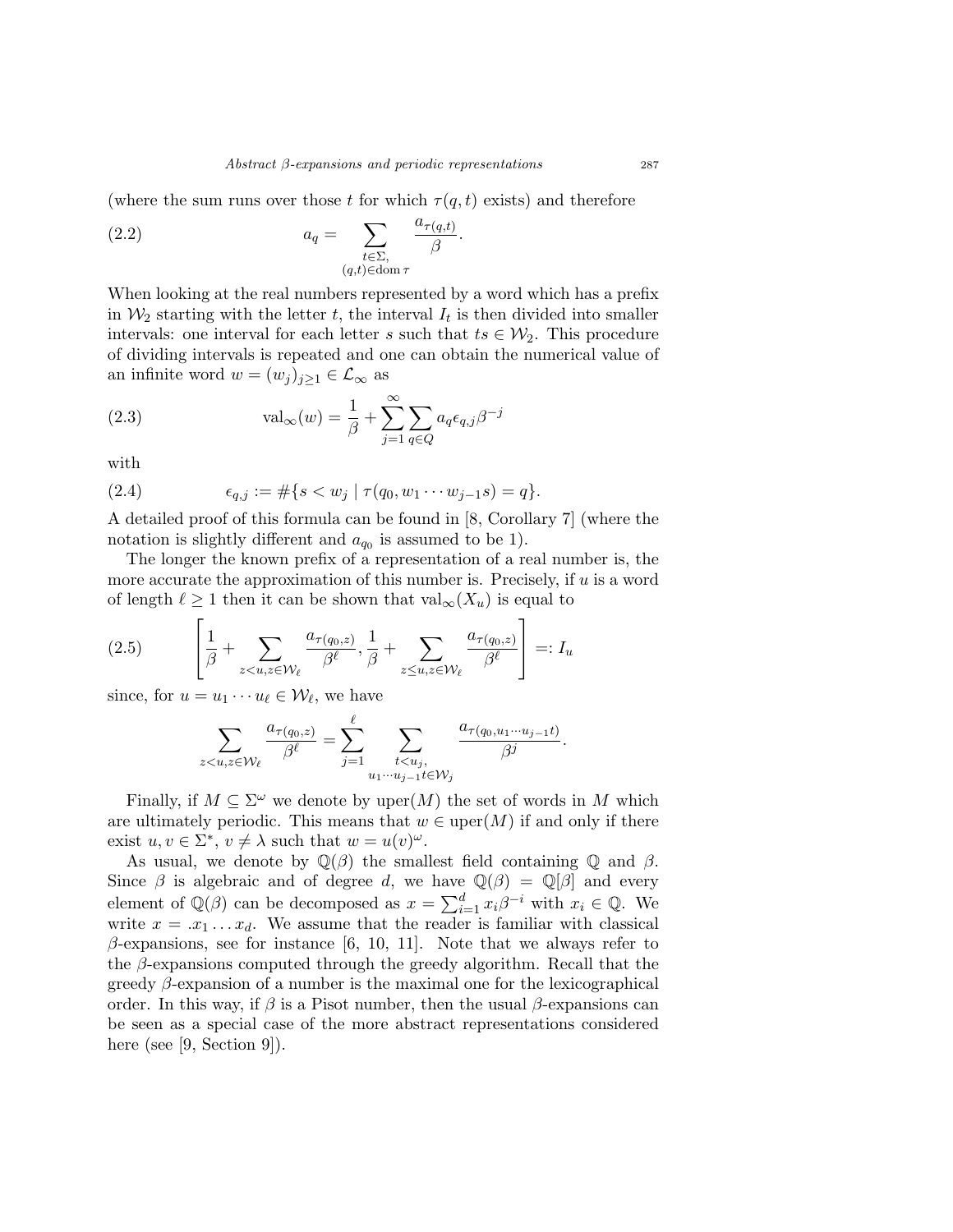(where the sum runs over those $t$ for which $\tau(q,t)$ exists) and therefore

$$a_q = \sum_{\substack{t\in\Sigma,\\ (q,t)\in\operatorname{dom}\tau}} \frac{a_{\tau(q,t)}}{\beta}. \tag{2.2}$$

When looking at the real numbers represented by a word which has a prefix in $\mathcal{W}_2$ starting with the letter $t$, the interval $I_t$ is then divided into smaller intervals: one interval for each letter $s$ such that $ts \in \mathcal{W}_2$. This procedure of dividing intervals is repeated and one can obtain the numerical value of an infinite word $w = (w_j)_{j\geq 1} \in \mathcal{L}_\infty$ as

$$\operatorname{val}_\infty(w) = \frac{1}{\beta} + \sum_{j=1}^{\infty}\sum_{q\in Q} a_q \epsilon_{q,j}\beta^{-j} \tag{2.3}$$

with

$$\epsilon_{q,j} := \#\{s < w_j \mid \tau(q_0, w_1\cdots w_{j-1}s) = q\}. \tag{2.4}$$

A detailed proof of this formula can be found in [8, Corollary 7] (where the notation is slightly different and $a_{q_0}$ is assumed to be 1).

The longer the known prefix of a representation of a real number is, the more accurate the approximation of this number is. Precisely, if $u$ is a word of length $\ell \geq 1$ then it can be shown that $\operatorname{val}_\infty(X_u)$ is equal to

$$\left[\frac{1}{\beta} + \sum_{z<u, z\in\mathcal{W}_\ell} \frac{a_{\tau(q_0,z)}}{\beta^\ell}, \frac{1}{\beta} + \sum_{z\leq u, z\in\mathcal{W}_\ell} \frac{a_{\tau(q_0,z)}}{\beta^\ell}\right] =: I_u \tag{2.5}$$

since, for $u = u_1\cdots u_\ell \in \mathcal{W}_\ell$, we have

$$\sum_{z<u, z\in\mathcal{W}_\ell} \frac{a_{\tau(q_0,z)}}{\beta^\ell} = \sum_{j=1}^{\ell} \sum_{\substack{t<u_j,\\ u_1\cdots u_{j-1}t\in\mathcal{W}_j}} \frac{a_{\tau(q_0,u_1\cdots u_{j-1}t)}}{\beta^j}.$$

Finally, if $M \subseteq \Sigma^\omega$ we denote by $\operatorname{uper}(M)$ the set of words in $M$ which are ultimately periodic. This means that $w \in \operatorname{uper}(M)$ if and only if there exist $u, v \in \Sigma^*$, $v \neq \lambda$ such that $w = u(v)^\omega$.

As usual, we denote by $\mathbb{Q}(\beta)$ the smallest field containing $\mathbb{Q}$ and $\beta$. Since $\beta$ is algebraic and of degree $d$, we have $\mathbb{Q}(\beta) = \mathbb{Q}[\beta]$ and every element of $\mathbb{Q}(\beta)$ can be decomposed as $x = \sum_{i=1}^d x_i\beta^{-i}$ with $x_i \in \mathbb{Q}$. We write $x = .x_1\ldots x_d$. We assume that the reader is familiar with classical $\beta$-expansions, see for instance [6, 10, 11]. Note that we always refer to the $\beta$-expansions computed through the greedy algorithm. Recall that the greedy $\beta$-expansion of a number is the maximal one for the lexicographical order. In this way, if $\beta$ is a Pisot number, then the usual $\beta$-expansions can be seen as a special case of the more abstract representations considered here (see [9, Section 9]).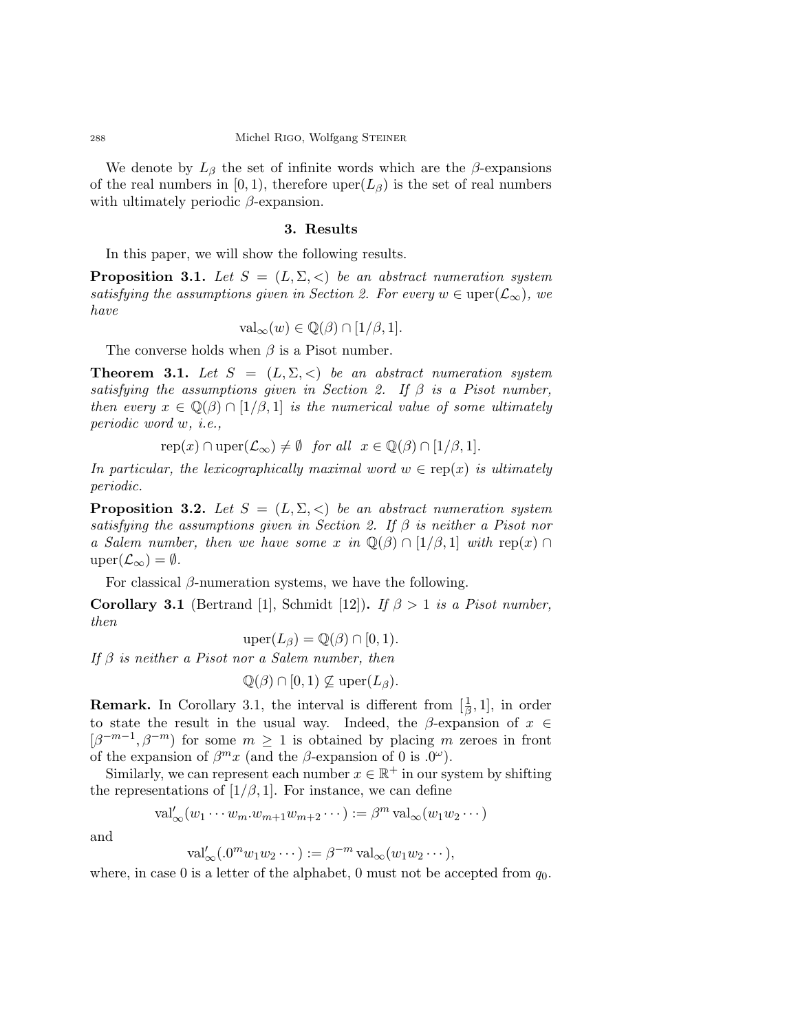We denote by $L_\beta$ the set of infinite words which are the $\beta$-expansions of the real numbers in $[0, 1)$, therefore $\mathrm{uper}(L_\beta)$ is the set of real numbers with ultimately periodic $\beta$-expansion.

## 3. Results

In this paper, we will show the following results.

**Proposition 3.1.** *Let $S = (L, \Sigma, <)$ be an abstract numeration system satisfying the assumptions given in Section 2. For every $w \in \mathrm{uper}(\mathcal{L}_\infty)$, we have*

$$\mathrm{val}_\infty(w) \in \mathbb{Q}(\beta) \cap [1/\beta, 1].$$

The converse holds when $\beta$ is a Pisot number.

**Theorem 3.1.** *Let $S = (L, \Sigma, <)$ be an abstract numeration system satisfying the assumptions given in Section 2. If $\beta$ is a Pisot number, then every $x \in \mathbb{Q}(\beta) \cap [1/\beta, 1]$ is the numerical value of some ultimately periodic word $w$, i.e.,*

$$\mathrm{rep}(x) \cap \mathrm{uper}(\mathcal{L}_\infty) \neq \emptyset \quad \text{for all} \quad x \in \mathbb{Q}(\beta) \cap [1/\beta, 1].$$

*In particular, the lexicographically maximal word $w \in \mathrm{rep}(x)$ is ultimately periodic.*

**Proposition 3.2.** *Let $S = (L, \Sigma, <)$ be an abstract numeration system satisfying the assumptions given in Section 2. If $\beta$ is neither a Pisot nor a Salem number, then we have some $x$ in $\mathbb{Q}(\beta) \cap [1/\beta, 1]$ with $\mathrm{rep}(x) \cap \mathrm{uper}(\mathcal{L}_\infty) = \emptyset$.*

For classical $\beta$-numeration systems, we have the following.

**Corollary 3.1** (Bertrand [1], Schmidt [12]). *If $\beta > 1$ is a Pisot number, then*

$$\mathrm{uper}(L_\beta) = \mathbb{Q}(\beta) \cap [0, 1).$$

*If $\beta$ is neither a Pisot nor a Salem number, then*

$$\mathbb{Q}(\beta) \cap [0, 1) \not\subseteq \mathrm{uper}(L_\beta).$$

**Remark.** In Corollary 3.1, the interval is different from $[\frac{1}{\beta}, 1]$, in order to state the result in the usual way. Indeed, the $\beta$-expansion of $x \in [\beta^{-m-1}, \beta^{-m})$ for some $m \geq 1$ is obtained by placing $m$ zeroes in front of the expansion of $\beta^m x$ (and the $\beta$-expansion of 0 is $.0^\omega$).

Similarly, we can represent each number $x \in \mathbb{R}^+$ in our system by shifting the representations of $[1/\beta, 1]$. For instance, we can define

$$\mathrm{val}'_\infty(w_1 \cdots w_m . w_{m+1} w_{m+2} \cdots) := \beta^m \,\mathrm{val}_\infty(w_1 w_2 \cdots)$$

and

$$\mathrm{val}'_\infty(.0^m w_1 w_2 \cdots) := \beta^{-m} \,\mathrm{val}_\infty(w_1 w_2 \cdots),$$

where, in case 0 is a letter of the alphabet, 0 must not be accepted from $q_0$.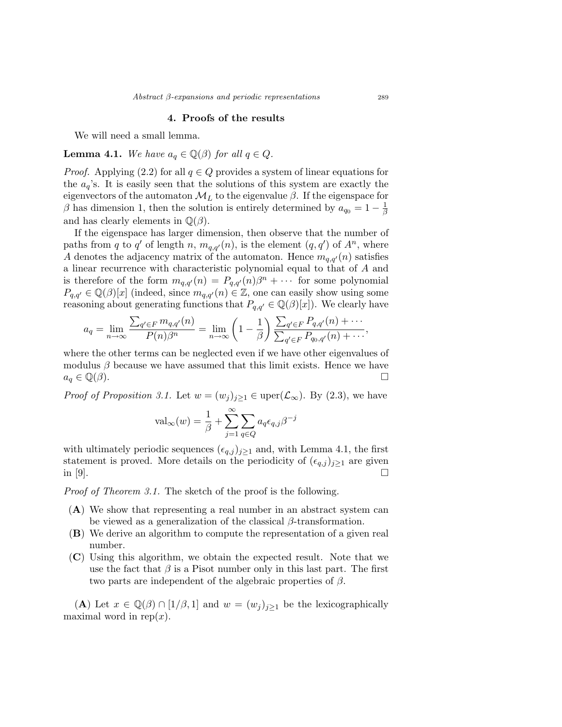## 4. Proofs of the results

We will need a small lemma.

**Lemma 4.1.** *We have $a_q \in \mathbb{Q}(\beta)$ for all $q \in Q$.*

*Proof.* Applying (2.2) for all $q \in Q$ provides a system of linear equations for the $a_q$'s. It is easily seen that the solutions of this system are exactly the eigenvectors of the automaton $\mathcal{M}_L$ to the eigenvalue $\beta$. If the eigenspace for $\beta$ has dimension 1, then the solution is entirely determined by $a_{q_0} = 1 - \frac{1}{\beta}$ and has clearly elements in $\mathbb{Q}(\beta)$.

If the eigenspace has larger dimension, then observe that the number of paths from $q$ to $q'$ of length $n$, $m_{q,q'}(n)$, is the element $(q, q')$ of $A^n$, where $A$ denotes the adjacency matrix of the automaton. Hence $m_{q,q'}(n)$ satisfies a linear recurrence with characteristic polynomial equal to that of $A$ and is therefore of the form $m_{q,q'}(n) = P_{q,q'}(n)\beta^n + \cdots$ for some polynomial $P_{q,q'} \in \mathbb{Q}(\beta)[x]$ (indeed, since $m_{q,q'}(n) \in \mathbb{Z}$, one can easily show using some reasoning about generating functions that $P_{q,q'} \in \mathbb{Q}(\beta)[x]$). We clearly have

$$a_q = \lim_{n\to\infty} \frac{\sum_{q'\in F} m_{q,q'}(n)}{P(n)\beta^n} = \lim_{n\to\infty} \left(1 - \frac{1}{\beta}\right) \frac{\sum_{q'\in F} P_{q,q'}(n) + \cdots}{\sum_{q'\in F} P_{q_0,q'}(n) + \cdots},$$

where the other terms can be neglected even if we have other eigenvalues of modulus $\beta$ because we have assumed that this limit exists. Hence we have $a_q \in \mathbb{Q}(\beta)$. □

*Proof of Proposition 3.1.* Let $w = (w_j)_{j\geq 1} \in \text{uper}(\mathcal{L}_\infty)$. By (2.3), we have

$$\text{val}_\infty(w) = \frac{1}{\beta} + \sum_{j=1}^{\infty} \sum_{q\in Q} a_q \epsilon_{q,j} \beta^{-j}$$

with ultimately periodic sequences $(\epsilon_{q,j})_{j\geq 1}$ and, with Lemma 4.1, the first statement is proved. More details on the periodicity of $(\epsilon_{q,j})_{j\geq 1}$ are given in [9]. □

*Proof of Theorem 3.1.* The sketch of the proof is the following.

- (**A**) We show that representing a real number in an abstract system can be viewed as a generalization of the classical $\beta$-transformation.
- (**B**) We derive an algorithm to compute the representation of a given real number.
- (**C**) Using this algorithm, we obtain the expected result. Note that we use the fact that $\beta$ is a Pisot number only in this last part. The first two parts are independent of the algebraic properties of $\beta$.

(**A**) Let $x \in \mathbb{Q}(\beta) \cap [1/\beta, 1]$ and $w = (w_j)_{j\geq 1}$ be the lexicographically maximal word in $\text{rep}(x)$.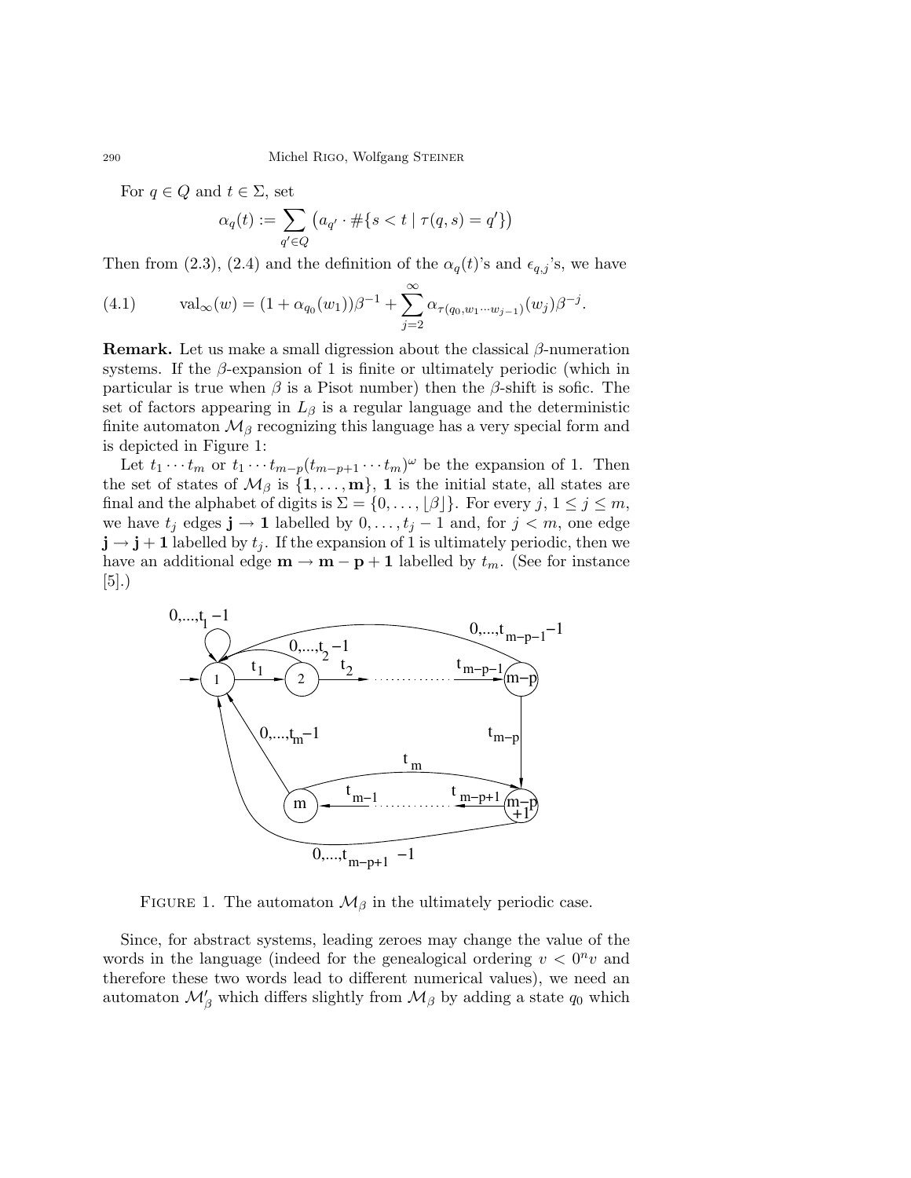For $q \in Q$ and $t \in \Sigma$, set

$$\alpha_q(t) := \sum_{q' \in Q} \left( a_{q'} \cdot \#\{s < t \mid \tau(q,s) = q'\} \right)$$

Then from (2.3), (2.4) and the definition of the $\alpha_q(t)$'s and $\epsilon_{q,j}$'s, we have

$$\text{(4.1)} \qquad \mathrm{val}_\infty(w) = (1 + \alpha_{q_0}(w_1))\beta^{-1} + \sum_{j=2}^{\infty} \alpha_{\tau(q_0, w_1 \cdots w_{j-1})}(w_j)\beta^{-j}.$$

**Remark.** Let us make a small digression about the classical $\beta$-numeration systems. If the $\beta$-expansion of 1 is finite or ultimately periodic (which in particular is true when $\beta$ is a Pisot number) then the $\beta$-shift is sofic. The set of factors appearing in $L_\beta$ is a regular language and the deterministic finite automaton $\mathcal{M}_\beta$ recognizing this language has a very special form and is depicted in Figure 1:

Let $t_1 \cdots t_m$ or $t_1 \cdots t_{m-p}(t_{m-p+1} \cdots t_m)^\omega$ be the expansion of 1. Then the set of states of $\mathcal{M}_\beta$ is $\{\mathbf{1}, \ldots, \mathbf{m}\}$, $\mathbf{1}$ is the initial state, all states are final and the alphabet of digits is $\Sigma = \{0, \ldots, \lfloor \beta \rfloor\}$. For every $j$, $1 \le j \le m$, we have $t_j$ edges $\mathbf{j} \to \mathbf{1}$ labelled by $0, \ldots, t_j - 1$ and, for $j < m$, one edge $\mathbf{j} \to \mathbf{j+1}$ labelled by $t_j$. If the expansion of 1 is ultimately periodic, then we have an additional edge $\mathbf{m} \to \mathbf{m-p+1}$ labelled by $t_m$. (See for instance [5].)

FIGURE 1. The automaton $\mathcal{M}_\beta$ in the ultimately periodic case.

Since, for abstract systems, leading zeroes may change the value of the words in the language (indeed for the genealogical ordering $v < 0^n v$ and therefore these two words lead to different numerical values), we need an automaton $\mathcal{M}'_\beta$ which differs slightly from $\mathcal{M}_\beta$ by adding a state $q_0$ which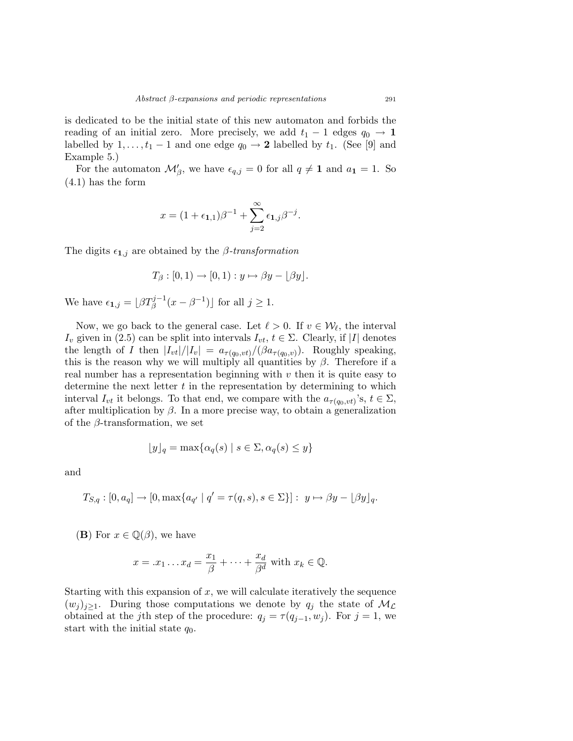is dedicated to be the initial state of this new automaton and forbids the reading of an initial zero. More precisely, we add $t_1 - 1$ edges $q_0 \to \mathbf{1}$ labelled by $1, \ldots, t_1 - 1$ and one edge $q_0 \to \mathbf{2}$ labelled by $t_1$. (See [9] and Example 5.)

For the automaton $\mathcal{M}'_\beta$, we have $\epsilon_{q,j} = 0$ for all $q \neq \mathbf{1}$ and $a_{\mathbf{1}} = 1$. So (4.1) has the form

$$x = (1 + \epsilon_{\mathbf{1},1})\beta^{-1} + \sum_{j=2}^{\infty} \epsilon_{\mathbf{1},j}\beta^{-j}.$$

The digits $\epsilon_{\mathbf{1},j}$ are obtained by the *$\beta$-transformation*

$$T_\beta : [0, 1) \to [0, 1) : y \mapsto \beta y - \lfloor \beta y \rfloor.$$

We have $\epsilon_{\mathbf{1},j} = \lfloor \beta T_\beta^{j-1}(x - \beta^{-1}) \rfloor$ for all $j \geq 1$.

Now, we go back to the general case. Let $\ell > 0$. If $v \in \mathcal{W}_\ell$, the interval $I_v$ given in (2.5) can be split into intervals $I_{vt}$, $t \in \Sigma$. Clearly, if $|I|$ denotes the length of $I$ then $|I_{vt}|/|I_v| = a_{\tau(q_0,vt)}/(\beta a_{\tau(q_0,v)})$. Roughly speaking, this is the reason why we will multiply all quantities by $\beta$. Therefore if a real number has a representation beginning with $v$ then it is quite easy to determine the next letter $t$ in the representation by determining to which interval $I_{vt}$ it belongs. To that end, we compare with the $a_{\tau(q_0,vt)}$'s, $t \in \Sigma$, after multiplication by $\beta$. In a more precise way, to obtain a generalization of the $\beta$-transformation, we set

$$\lfloor y \rfloor_q = \max\{\alpha_q(s) \mid s \in \Sigma, \alpha_q(s) \leq y\}$$

and

$$T_{S,q} : [0, a_q] \to [0, \max\{a_{q'} \mid q' = \tau(q, s), s \in \Sigma\}] : \ y \mapsto \beta y - \lfloor \beta y \rfloor_q.$$

**(B)** For $x \in \mathbb{Q}(\beta)$, we have

$$x = .x_1 \ldots x_d = \frac{x_1}{\beta} + \cdots + \frac{x_d}{\beta^d} \text{ with } x_k \in \mathbb{Q}.$$

Starting with this expansion of $x$, we will calculate iteratively the sequence $(w_j)_{j \geq 1}$. During those computations we denote by $q_j$ the state of $\mathcal{M}_\mathcal{L}$ obtained at the $j$th step of the procedure: $q_j = \tau(q_{j-1}, w_j)$. For $j = 1$, we start with the initial state $q_0$.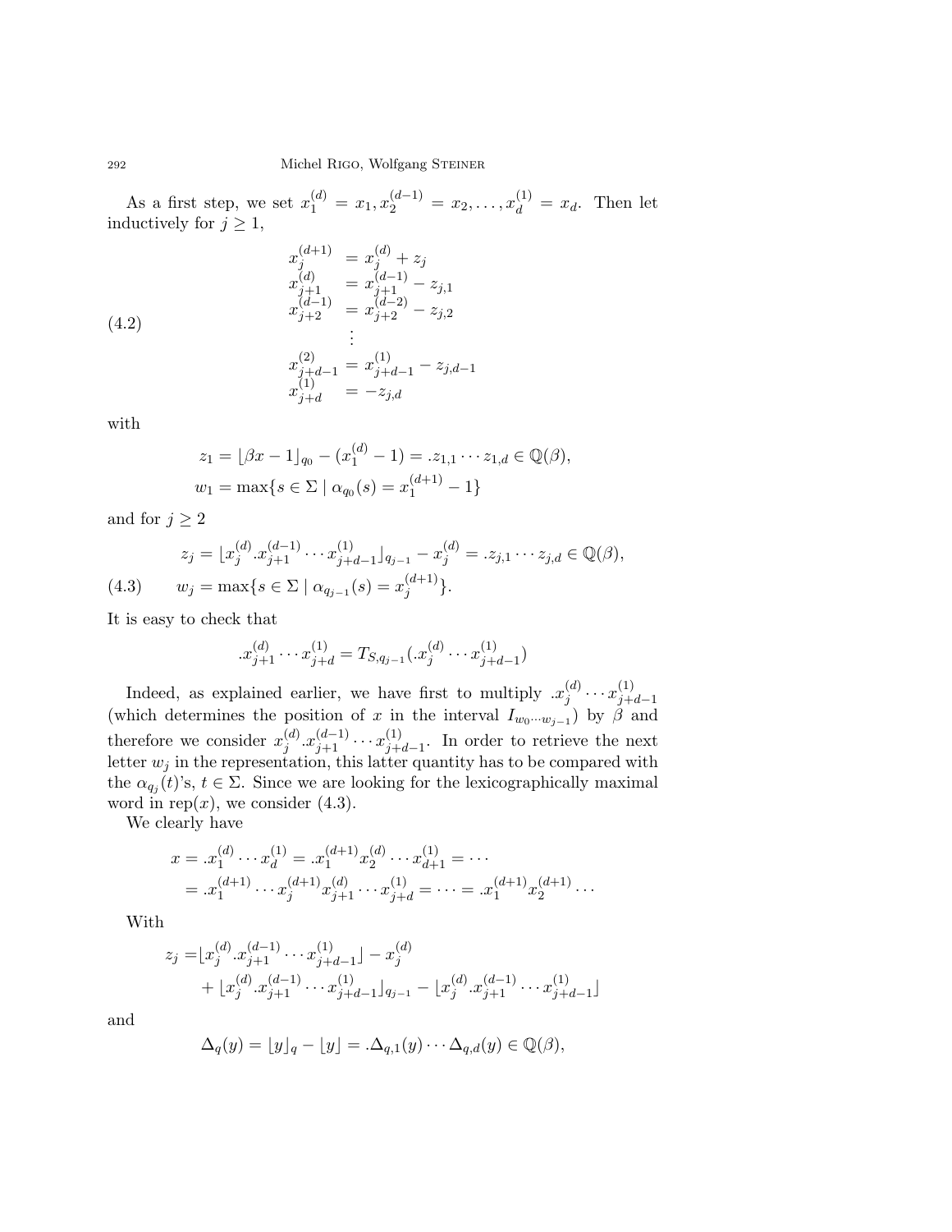As a first step, we set $x_1^{(d)} = x_1, x_2^{(d-1)} = x_2, \dots, x_d^{(1)} = x_d$. Then let inductively for $j \ge 1$,

$$
\begin{aligned}
x_j^{(d+1)} &= x_j^{(d)} + z_j \\
x_{j+1}^{(d)} &= x_{j+1}^{(d-1)} - z_{j,1} \\
x_{j+2}^{(d-1)} &= x_{j+2}^{(d-2)} - z_{j,2} \\
&\ \ \vdots \\
x_{j+d-1}^{(2)} &= x_{j+d-1}^{(1)} - z_{j,d-1} \\
x_{j+d}^{(1)} &= -z_{j,d}
\end{aligned}
\tag{4.2}
$$

with

$$
\begin{aligned}
z_1 &= \lfloor \beta x - 1 \rfloor_{q_0} - (x_1^{(d)} - 1) = .z_{1,1} \cdots z_{1,d} \in \mathbb{Q}(\beta), \\
w_1 &= \max\{s \in \Sigma \mid \alpha_{q_0}(s) = x_1^{(d+1)} - 1\}
\end{aligned}
$$

and for $j \ge 2$

$$
\begin{aligned}
z_j &= \lfloor x_j^{(d)} . x_{j+1}^{(d-1)} \cdots x_{j+d-1}^{(1)} \rfloor_{q_{j-1}} - x_j^{(d)} = .z_{j,1} \cdots z_{j,d} \in \mathbb{Q}(\beta), \\
w_j &= \max\{s \in \Sigma \mid \alpha_{q_{j-1}}(s) = x_j^{(d+1)}\}.
\end{aligned}
\tag{4.3}
$$

It is easy to check that

$$
.x_{j+1}^{(d)} \cdots x_{j+d}^{(1)} = T_{S,q_{j-1}}(.x_j^{(d)} \cdots x_{j+d-1}^{(1)})
$$

Indeed, as explained earlier, we have first to multiply $.x_j^{(d)} \cdots x_{j+d-1}^{(1)}$ (which determines the position of $x$ in the interval $I_{w_0 \cdots w_{j-1}}$) by $\beta$ and therefore we consider $x_j^{(d)} . x_{j+1}^{(d-1)} \cdots x_{j+d-1}^{(1)}$. In order to retrieve the next letter $w_j$ in the representation, this latter quantity has to be compared with the $\alpha_{q_j}(t)$'s, $t \in \Sigma$. Since we are looking for the lexicographically maximal word in $\operatorname{rep}(x)$, we consider (4.3).

We clearly have

$$
\begin{aligned}
x &= .x_1^{(d)} \cdots x_d^{(1)} = .x_1^{(d+1)} x_2^{(d)} \cdots x_{d+1}^{(1)} = \cdots \\
&= .x_1^{(d+1)} \cdots x_j^{(d+1)} x_{j+1}^{(d)} \cdots x_{j+d}^{(1)} = \cdots = .x_1^{(d+1)} x_2^{(d+1)} \cdots
\end{aligned}
$$

With

$$
\begin{aligned}
z_j =& \lfloor x_j^{(d)} . x_{j+1}^{(d-1)} \cdots x_{j+d-1}^{(1)} \rfloor - x_j^{(d)} \\
&+ \lfloor x_j^{(d)} . x_{j+1}^{(d-1)} \cdots x_{j+d-1}^{(1)} \rfloor_{q_{j-1}} - \lfloor x_j^{(d)} . x_{j+1}^{(d-1)} \cdots x_{j+d-1}^{(1)} \rfloor
\end{aligned}
$$

and

$$
\Delta_q(y) = \lfloor y \rfloor_q - \lfloor y \rfloor = .\Delta_{q,1}(y) \cdots \Delta_{q,d}(y) \in \mathbb{Q}(\beta),
$$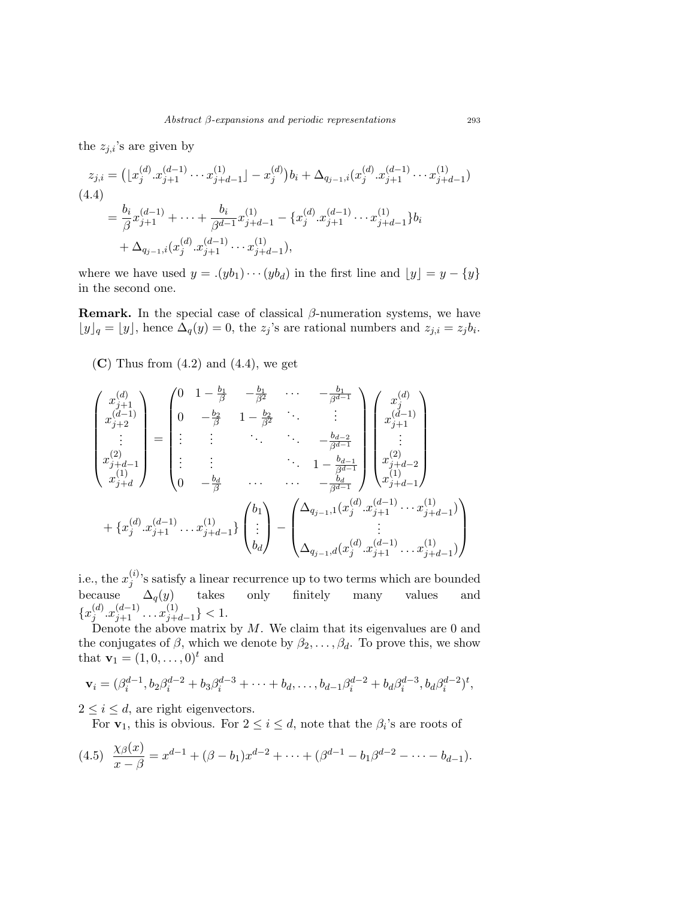the $z_{j,i}$'s are given by

$$
\begin{aligned}
z_{j,i} &= \big(\lfloor x_j^{(d)}.x_{j+1}^{(d-1)}\cdots x_{j+d-1}^{(1)}\rfloor - x_j^{(d)}\big)b_i + \Delta_{q_{j-1},i}(x_j^{(d)}.x_{j+1}^{(d-1)}\cdots x_{j+d-1}^{(1)}) \\
&= \frac{b_i}{\beta}x_{j+1}^{(d-1)} + \cdots + \frac{b_i}{\beta^{d-1}}x_{j+d-1}^{(1)} - \{x_j^{(d)}.x_{j+1}^{(d-1)}\cdots x_{j+d-1}^{(1)}\}b_i \\
&\quad + \Delta_{q_{j-1},i}(x_j^{(d)}.x_{j+1}^{(d-1)}\cdots x_{j+d-1}^{(1)}),
\end{aligned} \tag{4.4}
$$

where we have used $y = .(yb_1)\cdots(yb_d)$ in the first line and $\lfloor y\rfloor = y - \{y\}$ in the second one.

**Remark.** In the special case of classical $\beta$-numeration systems, we have $\lfloor y\rfloor_q = \lfloor y\rfloor$, hence $\Delta_q(y) = 0$, the $z_j$'s are rational numbers and $z_{j,i} = z_j b_i$.

(**C**) Thus from (4.2) and (4.4), we get

$$
\begin{pmatrix} x_{j+1}^{(d)} \\ x_{j+2}^{(d-1)} \\ \vdots \\ x_{j+d-1}^{(2)} \\ x_{j+d}^{(1)} \end{pmatrix}
=
\begin{pmatrix}
0 & 1-\frac{b_1}{\beta} & -\frac{b_1}{\beta^2} & \cdots & -\frac{b_1}{\beta^{d-1}} \\
0 & -\frac{b_2}{\beta} & 1-\frac{b_2}{\beta^2} & \ddots & \vdots \\
\vdots & \vdots & \ddots & \ddots & -\frac{b_{d-2}}{\beta^{d-1}} \\
\vdots & \vdots & & \ddots & 1-\frac{b_{d-1}}{\beta^{d-1}} \\
0 & -\frac{b_d}{\beta} & \cdots & \cdots & -\frac{b_d}{\beta^{d-1}}
\end{pmatrix}
\begin{pmatrix} x_j^{(d)} \\ x_{j+1}^{(d-1)} \\ \vdots \\ x_{j+d-2}^{(2)} \\ x_{j+d-1}^{(1)} \end{pmatrix}
$$

$$
+ \{x_j^{(d)}.x_{j+1}^{(d-1)}\ldots x_{j+d-1}^{(1)}\}\begin{pmatrix} b_1 \\ \vdots \\ b_d \end{pmatrix}
- \begin{pmatrix} \Delta_{q_{j-1},1}(x_j^{(d)}.x_{j+1}^{(d-1)}\cdots x_{j+d-1}^{(1)}) \\ \vdots \\ \Delta_{q_{j-1},d}(x_j^{(d)}.x_{j+1}^{(d-1)}\ldots x_{j+d-1}^{(1)}) \end{pmatrix}
$$

i.e., the $x_j^{(i)}$'s satisfy a linear recurrence up to two terms which are bounded because $\Delta_q(y)$ takes only finitely many values and $\{x_j^{(d)}.x_{j+1}^{(d-1)}\ldots x_{j+d-1}^{(1)}\} < 1$.

Denote the above matrix by $M$. We claim that its eigenvalues are 0 and the conjugates of $\beta$, which we denote by $\beta_2, \ldots, \beta_d$. To prove this, we show that $\mathbf{v}_1 = (1, 0, \ldots, 0)^t$ and

$$
\mathbf{v}_i = (\beta_i^{d-1}, b_2\beta_i^{d-2} + b_3\beta_i^{d-3} + \cdots + b_d, \ldots, b_{d-1}\beta_i^{d-2} + b_d\beta_i^{d-3}, b_d\beta_i^{d-2})^t,
$$

$2 \le i \le d$, are right eigenvectors.

For $\mathbf{v}_1$, this is obvious. For $2 \le i \le d$, note that the $\beta_i$'s are roots of

$$
\frac{\chi_\beta(x)}{x-\beta} = x^{d-1} + (\beta - b_1)x^{d-2} + \cdots + (\beta^{d-1} - b_1\beta^{d-2} - \cdots - b_{d-1}). \tag{4.5}
$$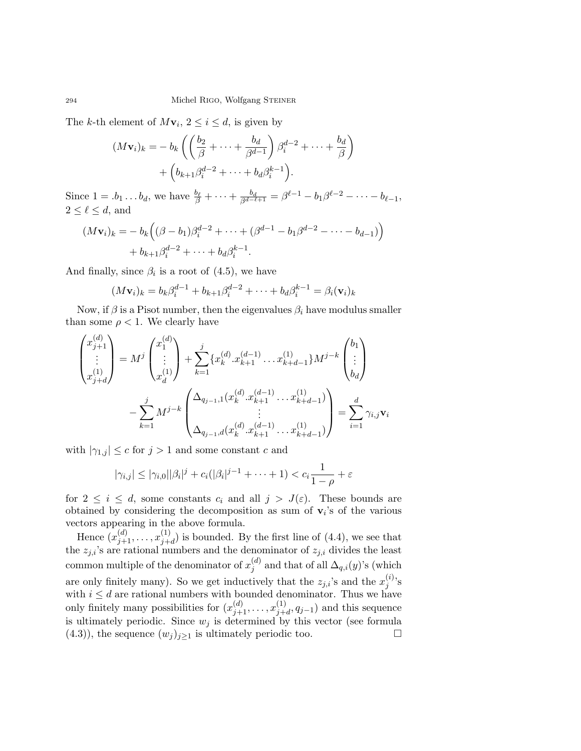The $k$-th element of $M\mathbf{v}_i$, $2 \le i \le d$, is given by

$$(M\mathbf{v}_i)_k = - \, b_k \left( \left( \frac{b_2}{\beta} + \cdots + \frac{b_d}{\beta^{d-1}} \right) \beta_i^{d-2} + \cdots + \frac{b_d}{\beta} \right) + \Big( b_{k+1}\beta_i^{d-2} + \cdots + b_d \beta_i^{k-1} \Big).$$

Since $1 = .b_1 \dots b_d$, we have $\frac{b_\ell}{\beta} + \cdots + \frac{b_d}{\beta^{d-\ell+1}} = \beta^{\ell-1} - b_1\beta^{\ell-2} - \cdots - b_{\ell-1}$, $2 \le \ell \le d$, and

$$(M\mathbf{v}_i)_k = - \, b_k \Big( (\beta - b_1)\beta_i^{d-2} + \cdots + (\beta^{d-1} - b_1\beta^{d-2} - \cdots - b_{d-1}) \Big) + b_{k+1}\beta_i^{d-2} + \cdots + b_d\beta_i^{k-1}.$$

And finally, since $\beta_i$ is a root of (4.5), we have

$$(M\mathbf{v}_i)_k = b_k\beta_i^{d-1} + b_{k+1}\beta_i^{d-2} + \cdots + b_d\beta_i^{k-1} = \beta_i(\mathbf{v}_i)_k$$

Now, if $\beta$ is a Pisot number, then the eigenvalues $\beta_i$ have modulus smaller than some $\rho < 1$. We clearly have

$$\begin{pmatrix} x_{j+1}^{(d)} \\ \vdots \\ x_{j+d}^{(1)} \end{pmatrix} = M^j \begin{pmatrix} x_1^{(d)} \\ \vdots \\ x_d^{(1)} \end{pmatrix} + \sum_{k=1}^{j} \{x_k^{(d)}.x_{k+1}^{(d-1)} \dots x_{k+d-1}^{(1)}\} M^{j-k} \begin{pmatrix} b_1 \\ \vdots \\ b_d \end{pmatrix} - \sum_{k=1}^{j} M^{j-k} \begin{pmatrix} \Delta_{q_{j-1},1}(x_k^{(d)}.x_{k+1}^{(d-1)} \dots x_{k+d-1}^{(1)}) \\ \vdots \\ \Delta_{q_{j-1},d}(x_k^{(d)}.x_{k+1}^{(d-1)} \dots x_{k+d-1}^{(1)}) \end{pmatrix} = \sum_{i=1}^{d} \gamma_{i,j}\mathbf{v}_i$$

with $|\gamma_{1,j}| \le c$ for $j > 1$ and some constant $c$ and

$$|\gamma_{i,j}| \le |\gamma_{i,0}||\beta_i|^j + c_i(|\beta_i|^{j-1} + \cdots + 1) < c_i \frac{1}{1-\rho} + \varepsilon$$

for $2 \le i \le d$, some constants $c_i$ and all $j > J(\varepsilon)$. These bounds are obtained by considering the decomposition as sum of $\mathbf{v}_i$'s of the various vectors appearing in the above formula.

Hence $(x_{j+1}^{(d)}, \dots, x_{j+d}^{(1)})$ is bounded. By the first line of (4.4), we see that the $z_{j,i}$'s are rational numbers and the denominator of $z_{j,i}$ divides the least common multiple of the denominator of $x_j^{(d)}$ and that of all $\Delta_{q,i}(y)$'s (which are only finitely many). So we get inductively that the $z_{j,i}$'s and the $x_j^{(i)}$'s with $i \le d$ are rational numbers with bounded denominator. Thus we have only finitely many possibilities for $(x_{j+1}^{(d)}, \dots, x_{j+d}^{(1)}, q_{j-1})$ and this sequence is ultimately periodic. Since $w_j$ is determined by this vector (see formula (4.3)), the sequence $(w_j)_{j \ge 1}$ is ultimately periodic too. $\square$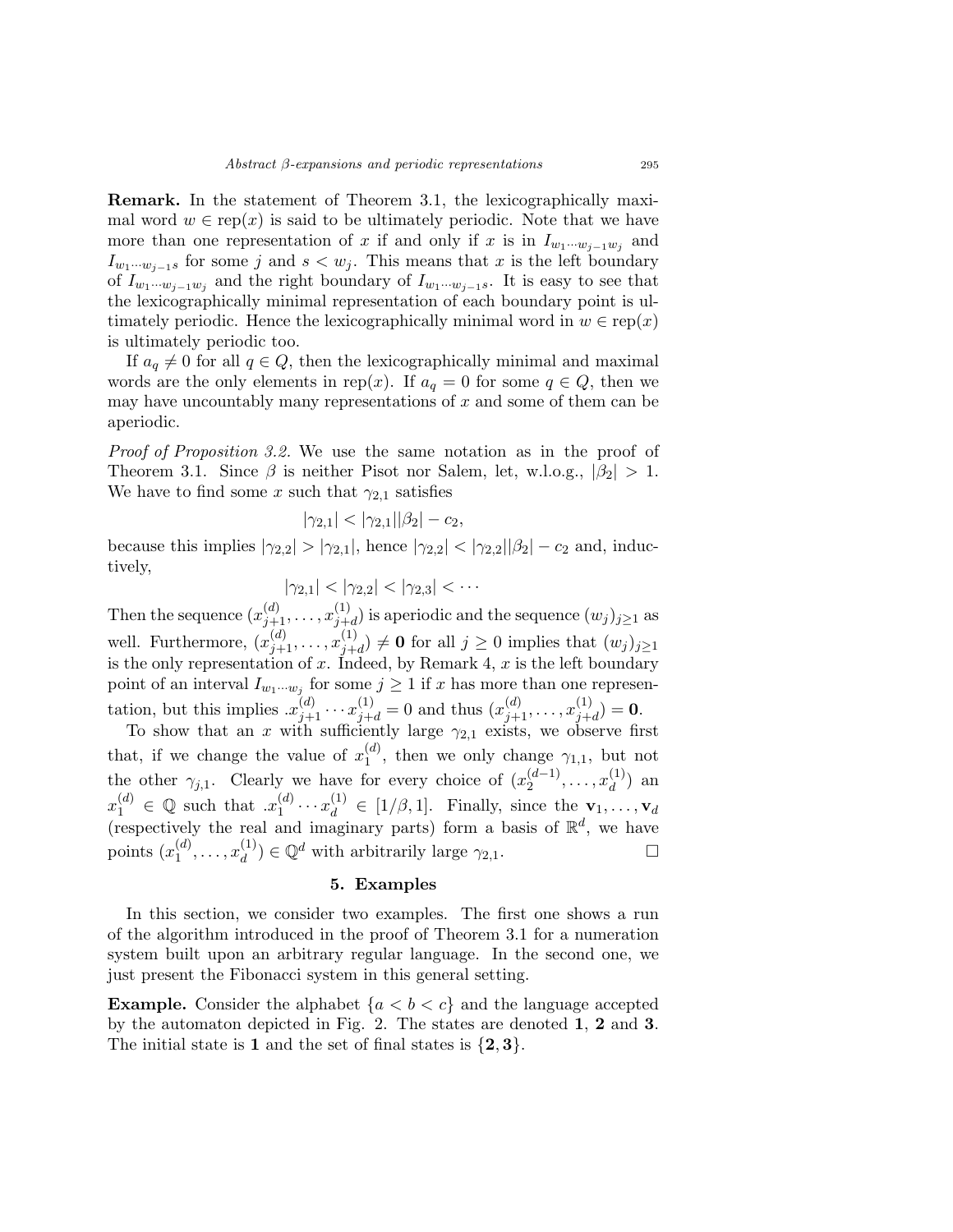**Remark.** In the statement of Theorem 3.1, the lexicographically maximal word $w \in \operatorname{rep}(x)$ is said to be ultimately periodic. Note that we have more than one representation of $x$ if and only if $x$ is in $I_{w_1 \cdots w_{j-1} w_j}$ and $I_{w_1 \cdots w_{j-1} s}$ for some $j$ and $s < w_j$. This means that $x$ is the left boundary of $I_{w_1 \cdots w_{j-1} w_j}$ and the right boundary of $I_{w_1 \cdots w_{j-1} s}$. It is easy to see that the lexicographically minimal representation of each boundary point is ultimately periodic. Hence the lexicographically minimal word in $w \in \operatorname{rep}(x)$ is ultimately periodic too.

If $a_q \neq 0$ for all $q \in Q$, then the lexicographically minimal and maximal words are the only elements in $\operatorname{rep}(x)$. If $a_q = 0$ for some $q \in Q$, then we may have uncountably many representations of $x$ and some of them can be aperiodic.

*Proof of Proposition 3.2.* We use the same notation as in the proof of Theorem 3.1. Since $\beta$ is neither Pisot nor Salem, let, w.l.o.g., $|\beta_2| > 1$. We have to find some $x$ such that $\gamma_{2,1}$ satisfies

$$|\gamma_{2,1}| < |\gamma_{2,1}||\beta_2| - c_2,$$

because this implies $|\gamma_{2,2}| > |\gamma_{2,1}|$, hence $|\gamma_{2,2}| < |\gamma_{2,2}||\beta_2| - c_2$ and, inductively,

$$|\gamma_{2,1}| < |\gamma_{2,2}| < |\gamma_{2,3}| < \cdots$$

Then the sequence $(x_{j+1}^{(d)}, \ldots, x_{j+d}^{(1)})$ is aperiodic and the sequence $(w_j)_{j \geq 1}$ as well. Furthermore, $(x_{j+1}^{(d)}, \ldots, x_{j+d}^{(1)}) \neq \mathbf{0}$ for all $j \geq 0$ implies that $(w_j)_{j \geq 1}$ is the only representation of $x$. Indeed, by Remark 4, $x$ is the left boundary point of an interval $I_{w_1 \cdots w_j}$ for some $j \geq 1$ if $x$ has more than one representation, but this implies $.x_{j+1}^{(d)} \cdots x_{j+d}^{(1)} = 0$ and thus $(x_{j+1}^{(d)}, \ldots, x_{j+d}^{(1)}) = \mathbf{0}$.

To show that an $x$ with sufficiently large $\gamma_{2,1}$ exists, we observe first that, if we change the value of $x_1^{(d)}$, then we only change $\gamma_{1,1}$, but not the other $\gamma_{j,1}$. Clearly we have for every choice of $(x_2^{(d-1)}, \ldots, x_d^{(1)})$ an $x_1^{(d)} \in \mathbb{Q}$ such that $.x_1^{(d)} \cdots x_d^{(1)} \in [1/\beta, 1]$. Finally, since the $\mathbf{v}_1, \ldots, \mathbf{v}_d$ (respectively the real and imaginary parts) form a basis of $\mathbb{R}^d$, we have points $(x_1^{(d)}, \ldots, x_d^{(1)}) \in \mathbb{Q}^d$ with arbitrarily large $\gamma_{2,1}$. $\square$

## 5. Examples

In this section, we consider two examples. The first one shows a run of the algorithm introduced in the proof of Theorem 3.1 for a numeration system built upon an arbitrary regular language. In the second one, we just present the Fibonacci system in this general setting.

**Example.** Consider the alphabet $\{a < b < c\}$ and the language accepted by the automaton depicted in Fig. 2. The states are denoted **1**, **2** and **3**. The initial state is **1** and the set of final states is $\{\mathbf{2}, \mathbf{3}\}$.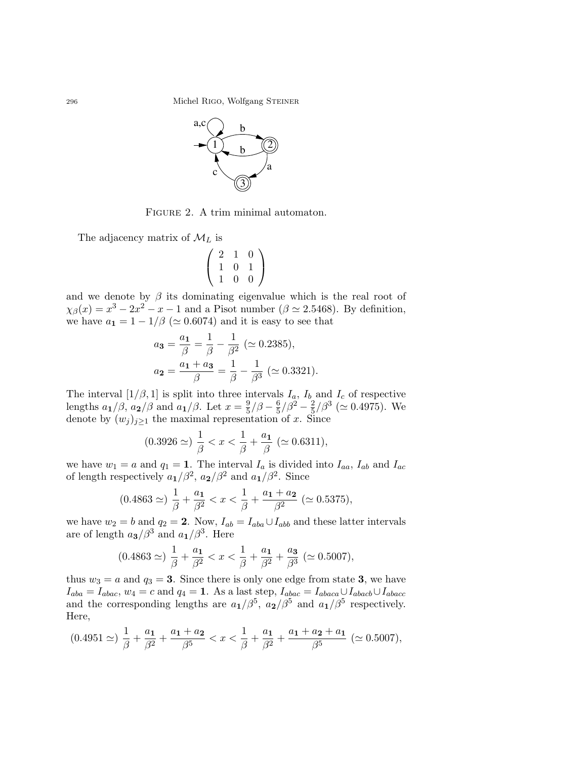FIGURE 2. A trim minimal automaton.

The adjacency matrix of $\mathcal{M}_L$ is

$$\begin{pmatrix} 2 & 1 & 0 \\ 1 & 0 & 1 \\ 1 & 0 & 0 \end{pmatrix}$$

and we denote by $\beta$ its dominating eigenvalue which is the real root of $\chi_\beta(x) = x^3 - 2x^2 - x - 1$ and a Pisot number ($\beta \simeq 2.5468$). By definition, we have $a_{\mathbf{1}} = 1 - 1/\beta$ ($\simeq 0.6074$) and it is easy to see that

$$a_{\mathbf{3}} = \frac{a_{\mathbf{1}}}{\beta} = \frac{1}{\beta} - \frac{1}{\beta^2} \ (\simeq 0.2385),$$

$$a_{\mathbf{2}} = \frac{a_{\mathbf{1}} + a_{\mathbf{3}}}{\beta} = \frac{1}{\beta} - \frac{1}{\beta^3} \ (\simeq 0.3321).$$

The interval $[1/\beta, 1]$ is split into three intervals $I_a$, $I_b$ and $I_c$ of respective lengths $a_{\mathbf{1}}/\beta$, $a_{\mathbf{2}}/\beta$ and $a_{\mathbf{1}}/\beta$. Let $x = \frac{9}{5}/\beta - \frac{6}{5}/\beta^2 - \frac{2}{5}/\beta^3$ ($\simeq 0.4975$). We denote by $(w_j)_{j \geq 1}$ the maximal representation of $x$. Since

$$(0.3926 \simeq) \ \frac{1}{\beta} < x < \frac{1}{\beta} + \frac{a_{\mathbf{1}}}{\beta} \ (\simeq 0.6311),$$

we have $w_1 = a$ and $q_1 = \mathbf{1}$. The interval $I_a$ is divided into $I_{aa}$, $I_{ab}$ and $I_{ac}$ of length respectively $a_{\mathbf{1}}/\beta^2$, $a_{\mathbf{2}}/\beta^2$ and $a_{\mathbf{1}}/\beta^2$. Since

$$(0.4863 \simeq) \ \frac{1}{\beta} + \frac{a_{\mathbf{1}}}{\beta^2} < x < \frac{1}{\beta} + \frac{a_{\mathbf{1}} + a_{\mathbf{2}}}{\beta^2} \ (\simeq 0.5375),$$

we have $w_2 = b$ and $q_2 = \mathbf{2}$. Now, $I_{ab} = I_{aba} \cup I_{abb}$ and these latter intervals are of length $a_{\mathbf{3}}/\beta^3$ and $a_{\mathbf{1}}/\beta^3$. Here

$$(0.4863 \simeq) \ \frac{1}{\beta} + \frac{a_{\mathbf{1}}}{\beta^2} < x < \frac{1}{\beta} + \frac{a_{\mathbf{1}}}{\beta^2} + \frac{a_{\mathbf{3}}}{\beta^3} \ (\simeq 0.5007),$$

thus $w_3 = a$ and $q_3 = \mathbf{3}$. Since there is only one edge from state $\mathbf{3}$, we have $I_{aba} = I_{abac}$, $w_4 = c$ and $q_4 = \mathbf{1}$. As a last step, $I_{abac} = I_{abaca} \cup I_{abacb} \cup I_{abacc}$ and the corresponding lengths are $a_{\mathbf{1}}/\beta^5$, $a_{\mathbf{2}}/\beta^5$ and $a_{\mathbf{1}}/\beta^5$ respectively. Here,

$$(0.4951 \simeq) \ \frac{1}{\beta} + \frac{a_{\mathbf{1}}}{\beta^2} + \frac{a_{\mathbf{1}} + a_{\mathbf{2}}}{\beta^5} < x < \frac{1}{\beta} + \frac{a_{\mathbf{1}}}{\beta^2} + \frac{a_{\mathbf{1}} + a_{\mathbf{2}} + a_{\mathbf{1}}}{\beta^5} \ (\simeq 0.5007),$$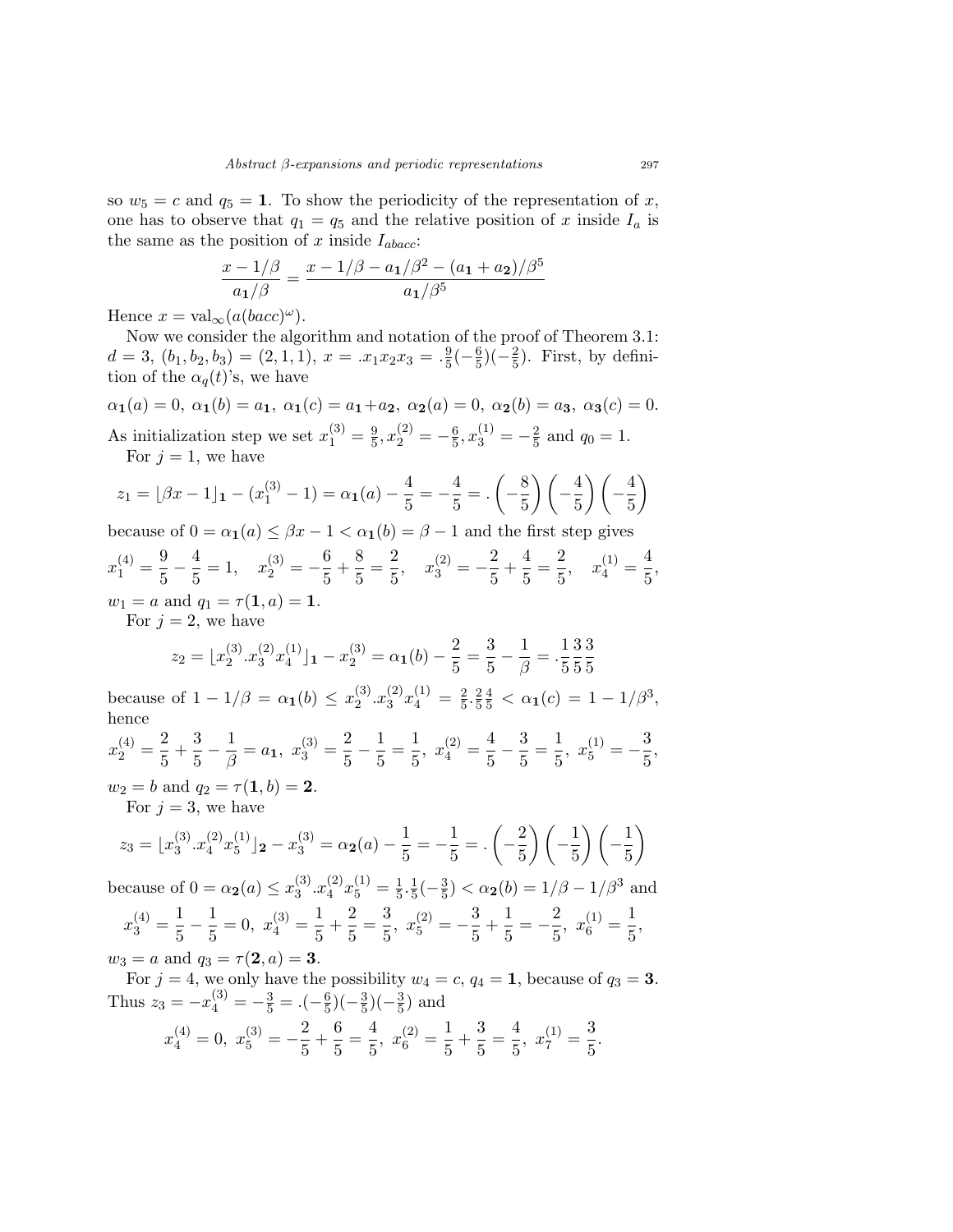so $w_5 = c$ and $q_5 = \mathbf{1}$. To show the periodicity of the representation of $x$, one has to observe that $q_1 = q_5$ and the relative position of $x$ inside $I_a$ is the same as the position of $x$ inside $I_{abacc}$:

$$\frac{x - 1/\beta}{a_{\mathbf{1}}/\beta} = \frac{x - 1/\beta - a_{\mathbf{1}}/\beta^2 - (a_{\mathbf{1}} + a_{\mathbf{2}})/\beta^5}{a_{\mathbf{1}}/\beta^5}$$

Hence $x = \mathrm{val}_\infty(a(bacc)^\omega)$.

Now we consider the algorithm and notation of the proof of Theorem 3.1: $d = 3$, $(b_1, b_2, b_3) = (2, 1, 1)$, $x = .x_1x_2x_3 = .\frac{9}{5}(-\frac{6}{5})(-\frac{2}{5})$. First, by definition of the $\alpha_q(t)$'s, we have

$$\alpha_{\mathbf{1}}(a) = 0,\ \alpha_{\mathbf{1}}(b) = a_{\mathbf{1}},\ \alpha_{\mathbf{1}}(c) = a_{\mathbf{1}} + a_{\mathbf{2}},\ \alpha_{\mathbf{2}}(a) = 0,\ \alpha_{\mathbf{2}}(b) = a_{\mathbf{3}},\ \alpha_{\mathbf{3}}(c) = 0.$$

As initialization step we set $x_1^{(3)} = \frac{9}{5}, x_2^{(2)} = -\frac{6}{5}, x_3^{(1)} = -\frac{2}{5}$ and $q_0 = 1$.

For $j = 1$, we have

$$z_1 = \lfloor \beta x - 1 \rfloor_{\mathbf{1}} - (x_1^{(3)} - 1) = \alpha_{\mathbf{1}}(a) - \frac{4}{5} = -\frac{4}{5} = .\left(-\frac{8}{5}\right)\left(-\frac{4}{5}\right)\left(-\frac{4}{5}\right)$$

because of $0 = \alpha_{\mathbf{1}}(a) \le \beta x - 1 < \alpha_{\mathbf{1}}(b) = \beta - 1$ and the first step gives

$$x_1^{(4)} = \frac{9}{5} - \frac{4}{5} = 1, \quad x_2^{(3)} = -\frac{6}{5} + \frac{8}{5} = \frac{2}{5}, \quad x_3^{(2)} = -\frac{2}{5} + \frac{4}{5} = \frac{2}{5}, \quad x_4^{(1)} = \frac{4}{5},$$

$w_1 = a$ and $q_1 = \tau(\mathbf{1}, a) = \mathbf{1}$.

For $j = 2$, we have

$$z_2 = \lfloor x_2^{(3)}.x_3^{(2)}x_4^{(1)} \rfloor_{\mathbf{1}} - x_2^{(3)} = \alpha_{\mathbf{1}}(b) - \frac{2}{5} = \frac{3}{5} - \frac{1}{\beta} = .\frac{1}{5}\frac{3}{5}\frac{3}{5}$$

because of $1 - 1/\beta = \alpha_{\mathbf{1}}(b) \le x_2^{(3)}.x_3^{(2)}x_4^{(1)} = \frac{2}{5}.\frac{2}{5}\frac{4}{5} < \alpha_{\mathbf{1}}(c) = 1 - 1/\beta^3$, hence

$$x_2^{(4)} = \frac{2}{5} + \frac{3}{5} - \frac{1}{\beta} = a_{\mathbf{1}},\ x_3^{(3)} = \frac{2}{5} - \frac{1}{5} = \frac{1}{5},\ x_4^{(2)} = \frac{4}{5} - \frac{3}{5} = \frac{1}{5},\ x_5^{(1)} = -\frac{3}{5},$$

$w_2 = b$ and $q_2 = \tau(\mathbf{1}, b) = \mathbf{2}$.

For $j = 3$, we have

$$z_3 = \lfloor x_3^{(3)}.x_4^{(2)}x_5^{(1)} \rfloor_{\mathbf{2}} - x_3^{(3)} = \alpha_{\mathbf{2}}(a) - \frac{1}{5} = -\frac{1}{5} = .\left(-\frac{2}{5}\right)\left(-\frac{1}{5}\right)\left(-\frac{1}{5}\right)$$

because of $0 = \alpha_{\mathbf{2}}(a) \le x_3^{(3)}.x_4^{(2)}x_5^{(1)} = \frac{1}{5}.\frac{1}{5}(-\frac{3}{5}) < \alpha_{\mathbf{2}}(b) = 1/\beta - 1/\beta^3$ and

$$x_3^{(4)} = \frac{1}{5} - \frac{1}{5} = 0,\ x_4^{(3)} = \frac{1}{5} + \frac{2}{5} = \frac{3}{5},\ x_5^{(2)} = -\frac{3}{5} + \frac{1}{5} = -\frac{2}{5},\ x_6^{(1)} = \frac{1}{5},$$

$w_3 = a$ and $q_3 = \tau(\mathbf{2}, a) = \mathbf{3}$.

For $j = 4$, we only have the possibility $w_4 = c$, $q_4 = \mathbf{1}$, because of $q_3 = \mathbf{3}$. Thus $z_3 = -x_4^{(3)} = -\frac{3}{5} = .(-\frac{6}{5})(-\frac{3}{5})(-\frac{3}{5})$ and

$$x_4^{(4)} = 0,\ x_5^{(3)} = -\frac{2}{5} + \frac{6}{5} = \frac{4}{5},\ x_6^{(2)} = \frac{1}{5} + \frac{3}{5} = \frac{4}{5},\ x_7^{(1)} = \frac{3}{5}.$$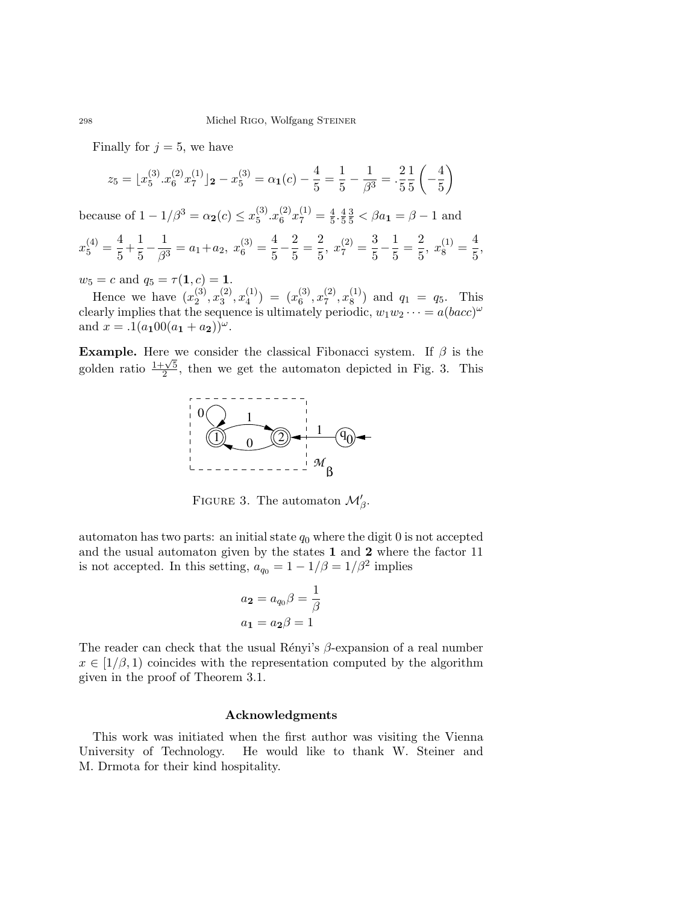Finally for $j = 5$, we have

$$z_5 = \lfloor x_5^{(3)} . x_6^{(2)} x_7^{(1)} \rfloor_{\mathbf{2}} - x_5^{(3)} = \alpha_{\mathbf{1}}(c) - \frac{4}{5} = \frac{1}{5} - \frac{1}{\beta^3} = .\frac{2}{5}\frac{1}{5}\left(-\frac{4}{5}\right)$$

because of $1 - 1/\beta^3 = \alpha_{\mathbf{2}}(c) \leq x_5^{(3)} . x_6^{(2)} x_7^{(1)} = \frac{4}{5} . \frac{4}{5} \frac{3}{5} < \beta a_{\mathbf{1}} = \beta - 1$ and

$$x_5^{(4)} = \frac{4}{5} + \frac{1}{5} - \frac{1}{\beta^3} = a_1 + a_2,\ x_6^{(3)} = \frac{4}{5} - \frac{2}{5} = \frac{2}{5},\ x_7^{(2)} = \frac{3}{5} - \frac{1}{5} = \frac{2}{5},\ x_8^{(1)} = \frac{4}{5},$$

$w_5 = c$ and $q_5 = \tau(\mathbf{1}, c) = \mathbf{1}$.

Hence we have $(x_2^{(3)}, x_3^{(2)}, x_4^{(1)}) = (x_6^{(3)}, x_7^{(2)}, x_8^{(1)})$ and $q_1 = q_5$. This clearly implies that the sequence is ultimately periodic, $w_1 w_2 \cdots = a(bacc)^\omega$ and $x = .1(a_{\mathbf{1}} 00 (a_{\mathbf{1}} + a_{\mathbf{2}}))^\omega$.

**Example.** Here we consider the classical Fibonacci system. If $\beta$ is the golden ratio $\frac{1+\sqrt{5}}{2}$, then we get the automaton depicted in Fig. 3. This

FIGURE 3. The automaton $\mathcal{M}'_\beta$.

automaton has two parts: an initial state $q_0$ where the digit 0 is not accepted and the usual automaton given by the states **1** and **2** where the factor 11 is not accepted. In this setting, $a_{q_0} = 1 - 1/\beta = 1/\beta^2$ implies

$$a_{\mathbf{2}} = a_{q_0} \beta = \frac{1}{\beta}$$
$$a_{\mathbf{1}} = a_{\mathbf{2}} \beta = 1$$

The reader can check that the usual Rényi's $\beta$-expansion of a real number $x \in [1/\beta, 1)$ coincides with the representation computed by the algorithm given in the proof of Theorem 3.1.

## Acknowledgments

This work was initiated when the first author was visiting the Vienna University of Technology. He would like to thank W. Steiner and M. Drmota for their kind hospitality.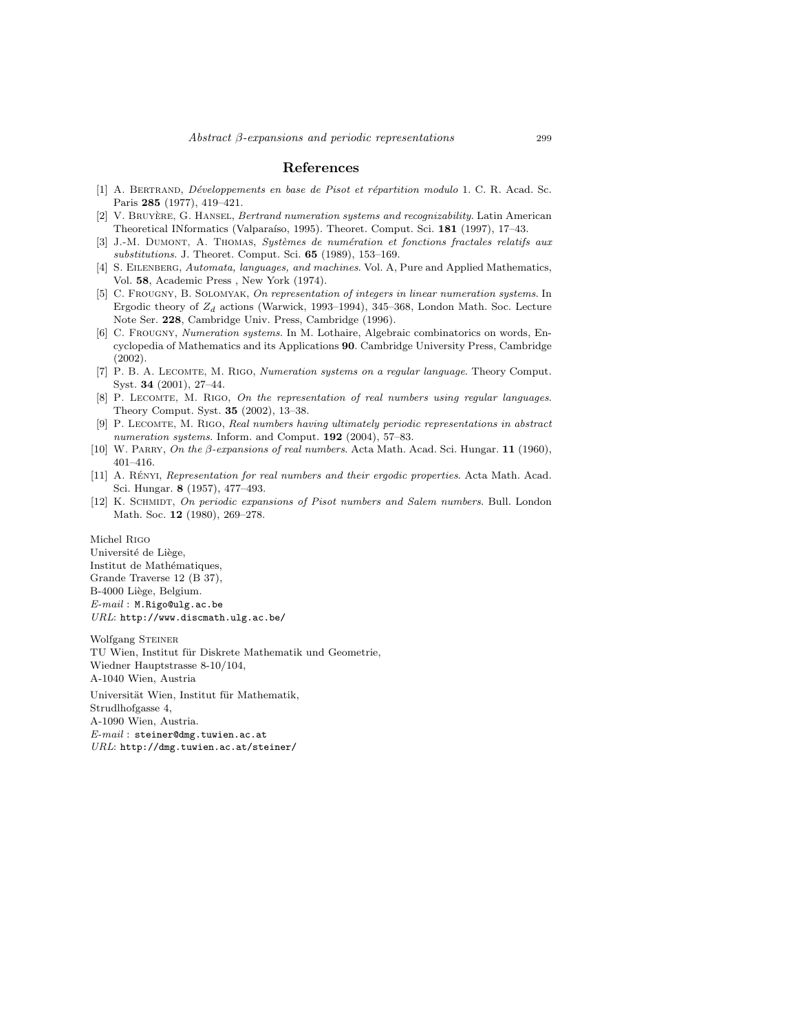## References

[1] A. Bertrand, *Développements en base de Pisot et répartition modulo* 1. C. R. Acad. Sc. Paris **285** (1977), 419–421.

[2] V. Bruyère, G. Hansel, *Bertrand numeration systems and recognizability*. Latin American Theoretical INformatics (Valparaíso, 1995). Theoret. Comput. Sci. **181** (1997), 17–43.

[3] J.-M. Dumont, A. Thomas, *Systèmes de numération et fonctions fractales relatifs aux substitutions*. J. Theoret. Comput. Sci. **65** (1989), 153–169.

[4] S. Eilenberg, *Automata, languages, and machines*. Vol. A, Pure and Applied Mathematics, Vol. **58**, Academic Press , New York (1974).

[5] C. Frougny, B. Solomyak, *On representation of integers in linear numeration systems*. In Ergodic theory of $Z_d$ actions (Warwick, 1993–1994), 345–368, London Math. Soc. Lecture Note Ser. **228**, Cambridge Univ. Press, Cambridge (1996).

[6] C. Frougny, *Numeration systems*. In M. Lothaire, Algebraic combinatorics on words, Encyclopedia of Mathematics and its Applications **90**. Cambridge University Press, Cambridge (2002).

[7] P. B. A. Lecomte, M. Rigo, *Numeration systems on a regular language*. Theory Comput. Syst. **34** (2001), 27–44.

[8] P. Lecomte, M. Rigo, *On the representation of real numbers using regular languages*. Theory Comput. Syst. **35** (2002), 13–38.

[9] P. Lecomte, M. Rigo, *Real numbers having ultimately periodic representations in abstract numeration systems*. Inform. and Comput. **192** (2004), 57–83.

[10] W. Parry, *On the β-expansions of real numbers*. Acta Math. Acad. Sci. Hungar. **11** (1960), 401–416.

[11] A. Rényi, *Representation for real numbers and their ergodic properties*. Acta Math. Acad. Sci. Hungar. **8** (1957), 477–493.

[12] K. Schmidt, *On periodic expansions of Pisot numbers and Salem numbers*. Bull. London Math. Soc. **12** (1980), 269–278.

Michel Rigo
Université de Liège,
Institut de Mathématiques,
Grande Traverse 12 (B 37),
B-4000 Liège, Belgium.
*E-mail* : M.Rigo@ulg.ac.be
*URL*: http://www.discmath.ulg.ac.be/

Wolfgang Steiner
TU Wien, Institut für Diskrete Mathematik und Geometrie,
Wiedner Hauptstrasse 8-10/104,
A-1040 Wien, Austria
Universität Wien, Institut für Mathematik,
Strudlhofgasse 4,
A-1090 Wien, Austria.
*E-mail* : steiner@dmg.tuwien.ac.at
*URL*: http://dmg.tuwien.ac.at/steiner/